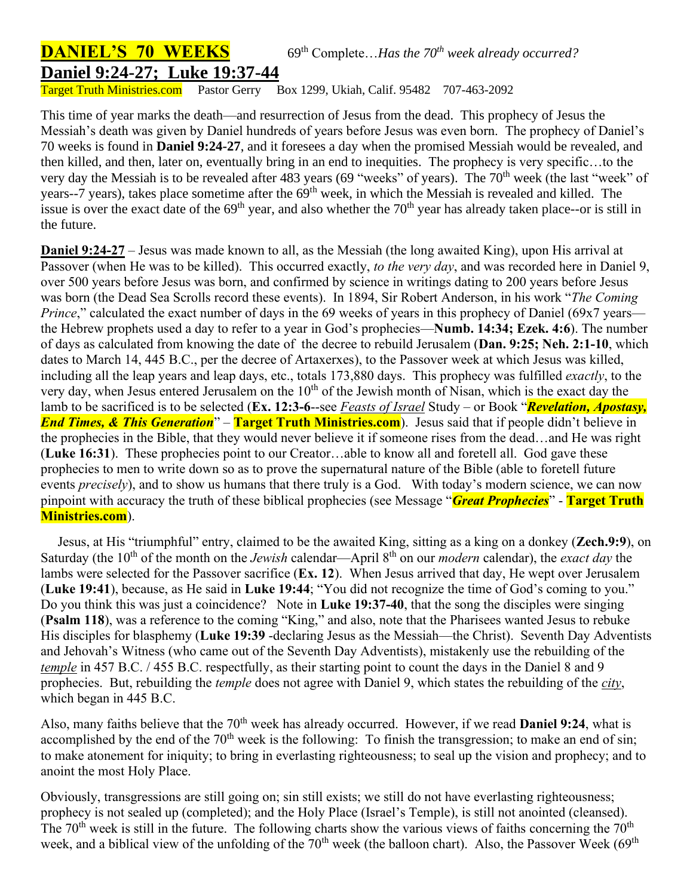# DANIEL'S 70 WEEKS

69th Complete…*Has the 70th week already occurred?*

## Daniel 9:24-27; Luke 19:37-44

Target Truth Ministries.com Pastor Gerry Box 1299, Ukiah, Calif. 95482 707-463-2092

This time of year marks the death—and resurrection of Jesus from the dead. This prophecy of Jesus the Messiah's death was given by Daniel hundreds of years before Jesus was even born. The prophecy of Daniel's 70 weeks is found in **Daniel 9:24-27**, and it foresees a day when the promised Messiah would be revealed, and then killed, and then, later on, eventually bring in an end to inequities. The prophecy is very specific…to the very day the Messiah is to be revealed after 483 years (69 "weeks" of years). The 70th week (the last "week" of years--7 years), takes place sometime after the 69th week, in which the Messiah is revealed and killed. The issue is over the exact date of the 69th year, and also whether the 70th year has already taken place--or is still in the future.

**Daniel 9:24-27** – Jesus was made known to all, as the Messiah (the long awaited King), upon His arrival at Passover (when He was to be killed). This occurred exactly, *to the very day*, and was recorded here in Daniel 9, over 500 years before Jesus was born, and confirmed by science in writings dating to 200 years before Jesus was born (the Dead Sea Scrolls record these events). In 1894, Sir Robert Anderson, in his work "*The Coming Prince*," calculated the exact number of days in the 69 weeks of years in this prophecy of Daniel (69x7 years—the Hebrew prophets used a day to refer to a year in God's prophecies—**Numb. 14:34; Ezek. 4:6**). The number of days as calculated from knowing the date of the decree to rebuild Jerusalem (**Dan. 9:25; Neh. 2:1-10**, which dates to March 14, 445 B.C., per the decree of Artaxerxes), to the Passover week at which Jesus was killed, including all the leap years and leap days, etc., totals 173,880 days. This prophecy was fulfilled *exactly*, to the very day, when Jesus entered Jerusalem on the 10th of the Jewish month of Nisan, which is the exact day the lamb to be sacrificed is to be selected (**Ex. 12:3-6**--see *Feasts of Israel* Study – or Book "***Revelation, Apostasy, End Times, & This Generation***" – **Target Truth Ministries.com**). Jesus said that if people didn't believe in the prophecies in the Bible, that they would never believe it if someone rises from the dead…and He was right (**Luke 16:31**). These prophecies point to our Creator…able to know all and foretell all. God gave these prophecies to men to write down so as to prove the supernatural nature of the Bible (able to foretell future events *precisely*), and to show us humans that there truly is a God. With today's modern science, we can now pinpoint with accuracy the truth of these biblical prophecies (see Message "***Great Prophecies***" - **Target Truth Ministries.com**).

Jesus, at His "triumphful" entry, claimed to be the awaited King, sitting as a king on a donkey (**Zech.9:9**), on Saturday (the 10th of the month on the *Jewish* calendar—April 8th on our *modern* calendar), the *exact day* the lambs were selected for the Passover sacrifice (**Ex. 12**). When Jesus arrived that day, He wept over Jerusalem (**Luke 19:41**), because, as He said in **Luke 19:44**; "You did not recognize the time of God's coming to you." Do you think this was just a coincidence? Note in **Luke 19:37-40**, that the song the disciples were singing (**Psalm 118**), was a reference to the coming "King," and also, note that the Pharisees wanted Jesus to rebuke His disciples for blasphemy (**Luke 19:39** -declaring Jesus as the Messiah—the Christ). Seventh Day Adventists and Jehovah's Witness (who came out of the Seventh Day Adventists), mistakenly use the rebuilding of the *temple* in 457 B.C. / 455 B.C. respectfully, as their starting point to count the days in the Daniel 8 and 9 prophecies. But, rebuilding the *temple* does not agree with Daniel 9, which states the rebuilding of the *city*, which began in 445 B.C.

Also, many faiths believe that the 70th week has already occurred. However, if we read **Daniel 9:24**, what is accomplished by the end of the 70th week is the following: To finish the transgression; to make an end of sin; to make atonement for iniquity; to bring in everlasting righteousness; to seal up the vision and prophecy; and to anoint the most Holy Place.

Obviously, transgressions are still going on; sin still exists; we still do not have everlasting righteousness; prophecy is not sealed up (completed); and the Holy Place (Israel's Temple), is still not anointed (cleansed). The 70th week is still in the future. The following charts show the various views of faiths concerning the 70th week, and a biblical view of the unfolding of the 70th week (the balloon chart). Also, the Passover Week (69th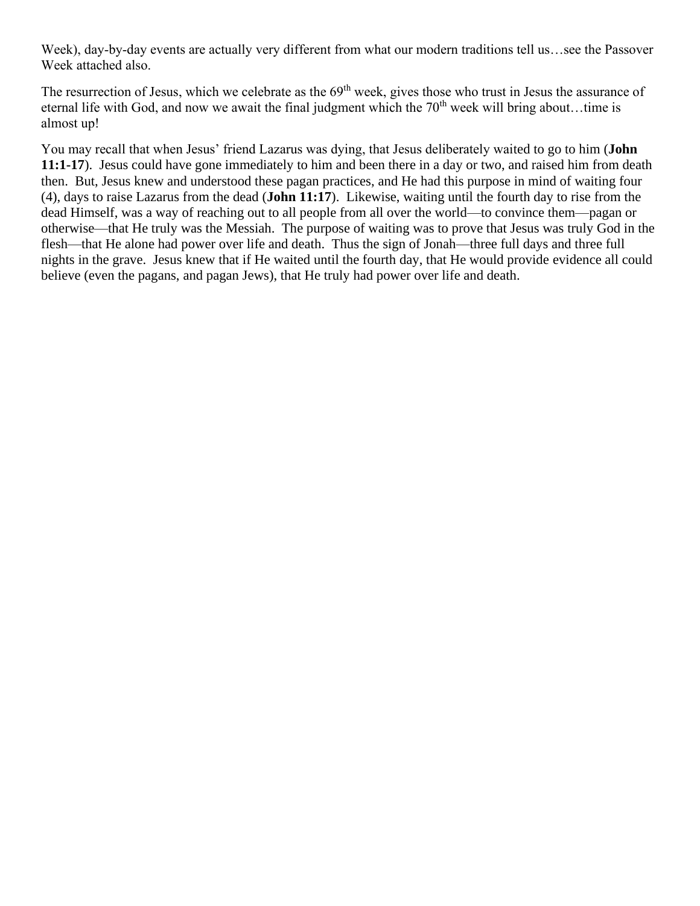Week), day-by-day events are actually very different from what our modern traditions tell us…see the Passover Week attached also.

The resurrection of Jesus, which we celebrate as the 69th week, gives those who trust in Jesus the assurance of eternal life with God, and now we await the final judgment which the 70th week will bring about…time is almost up!

You may recall that when Jesus' friend Lazarus was dying, that Jesus deliberately waited to go to him (**John 11:1-17**). Jesus could have gone immediately to him and been there in a day or two, and raised him from death then. But, Jesus knew and understood these pagan practices, and He had this purpose in mind of waiting four (4), days to raise Lazarus from the dead (**John 11:17**). Likewise, waiting until the fourth day to rise from the dead Himself, was a way of reaching out to all people from all over the world—to convince them—pagan or otherwise—that He truly was the Messiah. The purpose of waiting was to prove that Jesus was truly God in the flesh—that He alone had power over life and death. Thus the sign of Jonah—three full days and three full nights in the grave. Jesus knew that if He waited until the fourth day, that He would provide evidence all could believe (even the pagans, and pagan Jews), that He truly had power over life and death.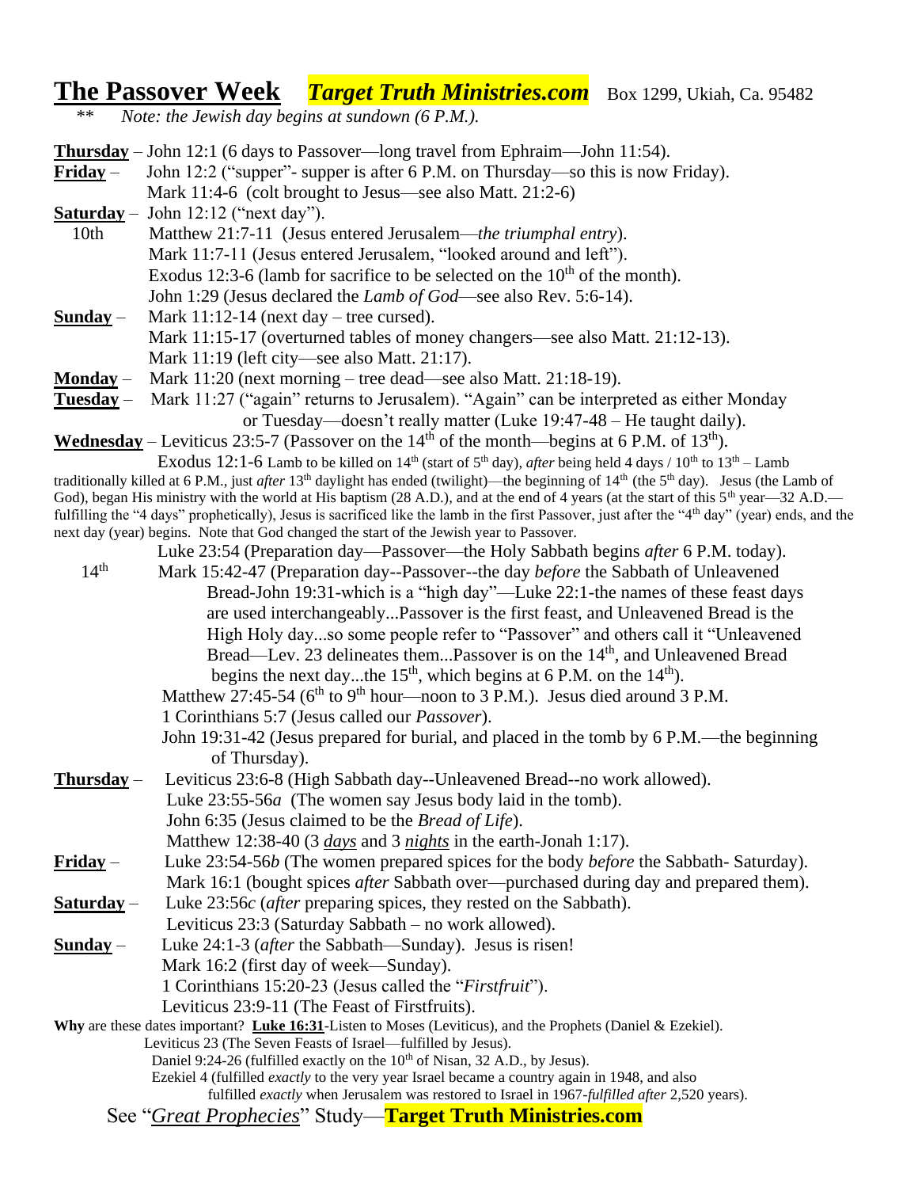# The Passover Week *Target Truth Ministries.com* Box 1299, Ukiah, Ca. 95482

\*\* *Note: the Jewish day begins at sundown (6 P.M.).*

**Thursday** – John 12:1 (6 days to Passover—long travel from Ephraim—John 11:54).

**Friday** – John 12:2 ("supper"- supper is after 6 P.M. on Thursday—so this is now Friday).
Mark 11:4-6 (colt brought to Jesus—see also Matt. 21:2-6)

**Saturday** – John 12:12 ("next day").
10th Matthew 21:7-11 (Jesus entered Jerusalem—*the triumphal entry*).
Mark 11:7-11 (Jesus entered Jerusalem, "looked around and left").
Exodus 12:3-6 (lamb for sacrifice to be selected on the 10th of the month).
John 1:29 (Jesus declared the *Lamb of God*—see also Rev. 5:6-14).

**Sunday** – Mark 11:12-14 (next day – tree cursed).
Mark 11:15-17 (overturned tables of money changers—see also Matt. 21:12-13).
Mark 11:19 (left city—see also Matt. 21:17).

**Monday** – Mark 11:20 (next morning – tree dead—see also Matt. 21:18-19).

**Tuesday** – Mark 11:27 ("again" returns to Jerusalem). "Again" can be interpreted as either Monday or Tuesday—doesn't really matter (Luke 19:47-48 – He taught daily).

**Wednesday** – Leviticus 23:5-7 (Passover on the 14th of the month—begins at 6 P.M. of 13th).
Exodus 12:1-6 Lamb to be killed on 14th (start of 5th day), *after* being held 4 days / 10th to 13th – Lamb traditionally killed at 6 P.M., just *after* 13th daylight has ended (twilight)—the beginning of 14th (the 5th day). Jesus (the Lamb of God), began His ministry with the world at His baptism (28 A.D.), and at the end of 4 years (at the start of this 5th year—32 A.D.—fulfilling the "4 days" prophetically), Jesus is sacrificed like the lamb in the first Passover, just after the "4th day" (year) ends, and the next day (year) begins. Note that God changed the start of the Jewish year to Passover.
Luke 23:54 (Preparation day—Passover—the Holy Sabbath begins *after* 6 P.M. today).
14th Mark 15:42-47 (Preparation day--Passover--the day *before* the Sabbath of Unleavened Bread-John 19:31-which is a "high day"—Luke 22:1-the names of these feast days are used interchangeably...Passover is the first feast, and Unleavened Bread is the High Holy day...so some people refer to "Passover" and others call it "Unleavened Bread—Lev. 23 delineates them...Passover is on the 14th, and Unleavened Bread begins the next day...the 15th, which begins at 6 P.M. on the 14th).
Matthew 27:45-54 (6th to 9th hour—noon to 3 P.M.). Jesus died around 3 P.M.
1 Corinthians 5:7 (Jesus called our *Passover*).
John 19:31-42 (Jesus prepared for burial, and placed in the tomb by 6 P.M.—the beginning of Thursday).

**Thursday** – Leviticus 23:6-8 (High Sabbath day--Unleavened Bread--no work allowed).
Luke 23:55-56*a* (The women say Jesus body laid in the tomb).
John 6:35 (Jesus claimed to be the *Bread of Life*).
Matthew 12:38-40 (3 <u>*days*</u> and 3 <u>*nights*</u> in the earth-Jonah 1:17).

**Friday** – Luke 23:54-56*b* (The women prepared spices for the body *before* the Sabbath- Saturday).
Mark 16:1 (bought spices *after* Sabbath over—purchased during day and prepared them).

**Saturday** – Luke 23:56*c* (*after* preparing spices, they rested on the Sabbath).
Leviticus 23:3 (Saturday Sabbath – no work allowed).

**Sunday** – Luke 24:1-3 (*after* the Sabbath—Sunday). Jesus is risen!
Mark 16:2 (first day of week—Sunday).
1 Corinthians 15:20-23 (Jesus called the "*Firstfruit*").
Leviticus 23:9-11 (The Feast of Firstfruits).

**Why** are these dates important? **<u>Luke 16:31</u>**-Listen to Moses (Leviticus), and the Prophets (Daniel & Ezekiel).
Leviticus 23 (The Seven Feasts of Israel—fulfilled by Jesus).
Daniel 9:24-26 (fulfilled exactly on the 10th of Nisan, 32 A.D., by Jesus).
Ezekiel 4 (fulfilled *exactly* to the very year Israel became a country again in 1948, and also fulfilled *exactly* when Jerusalem was restored to Israel in 1967-*fulfilled after* 2,520 years).

See "<u>*Great Prophecies*</u>" Study—**Target Truth Ministries.com**